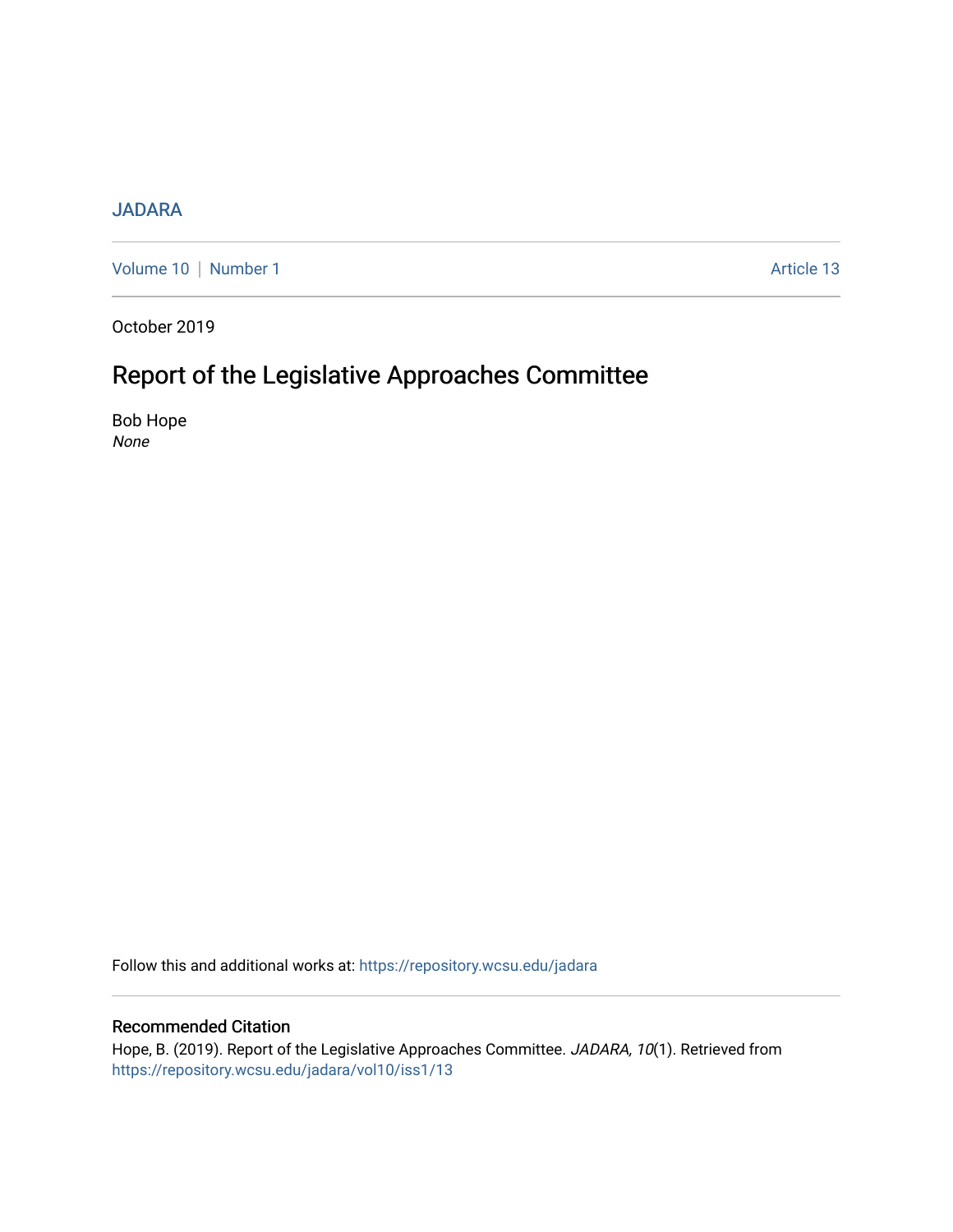JADARA

Volume 10 | Number 1 Article 13

October 2019

# Report of the Legislative Approaches Committee

Bob Hope
*None*

Follow this and additional works at: https://repository.wcsu.edu/jadara

## Recommended Citation

Hope, B. (2019). Report of the Legislative Approaches Committee. *JADARA, 10*(1). Retrieved from https://repository.wcsu.edu/jadara/vol10/iss1/13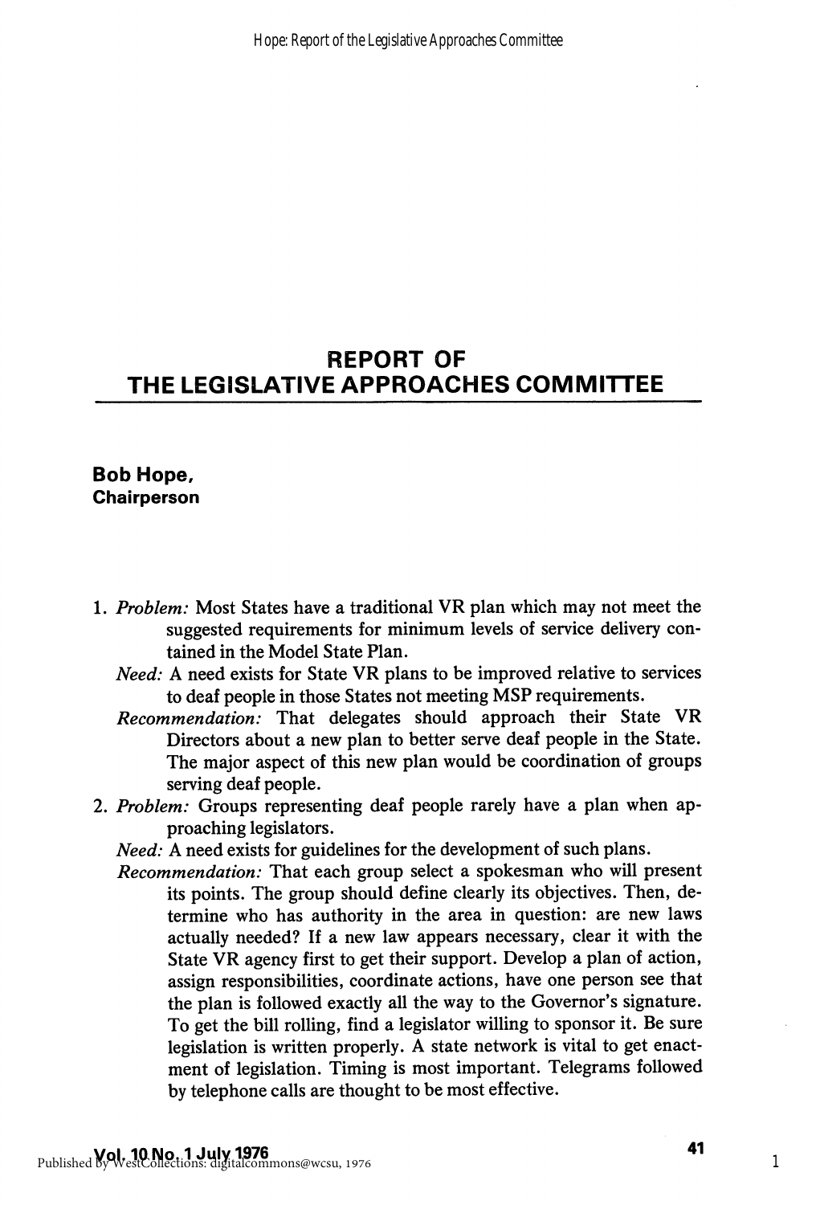# REPORT OF THE LEGISLATIVE APPROACHES COMMITTEE

**Bob Hope,**
**Chairperson**

1. *Problem:* Most States have a traditional VR plan which may not meet the suggested requirements for minimum levels of service delivery contained in the Model State Plan.

   *Need:* A need exists for State VR plans to be improved relative to services to deaf people in those States not meeting MSP requirements.

   *Recommendation:* That delegates should approach their State VR Directors about a new plan to better serve deaf people in the State. The major aspect of this new plan would be coordination of groups serving deaf people.

2. *Problem:* Groups representing deaf people rarely have a plan when approaching legislators.

   *Need:* A need exists for guidelines for the development of such plans.

   *Recommendation:* That each group select a spokesman who will present its points. The group should define clearly its objectives. Then, determine who has authority in the area in question: are new laws actually needed? If a new law appears necessary, clear it with the State VR agency first to get their support. Develop a plan of action, assign responsibilities, coordinate actions, have one person see that the plan is followed exactly all the way to the Governor's signature. To get the bill rolling, find a legislator willing to sponsor it. Be sure legislation is written properly. A state network is vital to get enactment of legislation. Timing is most important. Telegrams followed by telephone calls are thought to be most effective.